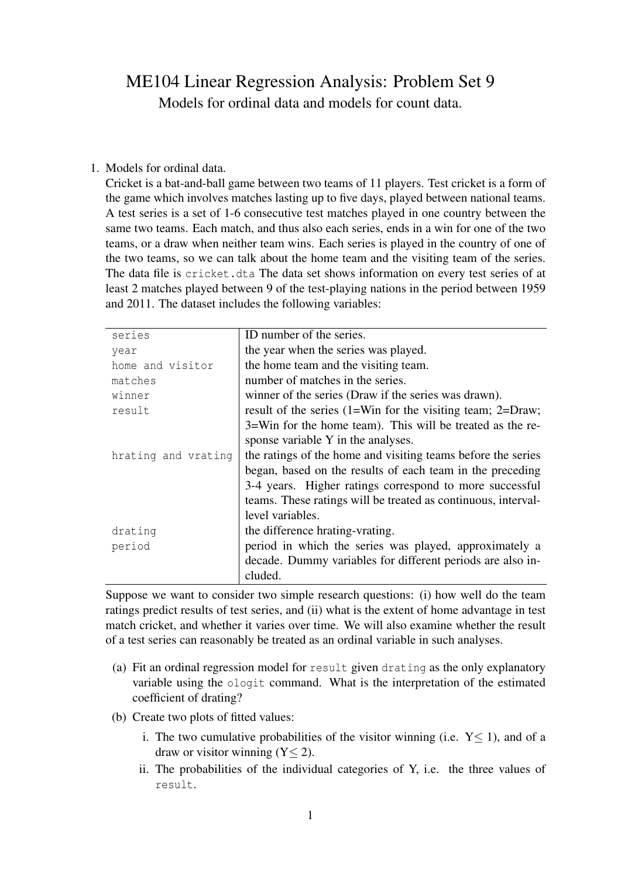# ME104 Linear Regression Analysis: Problem Set 9

Models for ordinal data and models for count data.

1. Models for ordinal data.
   Cricket is a bat-and-ball game between two teams of 11 players. Test cricket is a form of the game which involves matches lasting up to five days, played between national teams. A test series is a set of 1-6 consecutive test matches played in one country between the same two teams. Each match, and thus also each series, ends in a win for one of the two teams, or a draw when neither team wins. Each series is played in the country of one of the two teams, so we can talk about the home team and the visiting team of the series. The data file is `cricket.dta` The data set shows information on every test series of at least 2 matches played between 9 of the test-playing nations in the period between 1959 and 2011. The dataset includes the following variables:

| | |
|---|---|
| `series` | ID number of the series. |
| `year` | the year when the series was played. |
| `home and visitor` | the home team and the visiting team. |
| `matches` | number of matches in the series. |
| `winner` | winner of the series (Draw if the series was drawn). |
| `result` | result of the series (1=Win for the visiting team; 2=Draw; 3=Win for the home team). This will be treated as the response variable Y in the analyses. |
| `hrating and vrating` | the ratings of the home and visiting teams before the series began, based on the results of each team in the preceding 3-4 years. Higher ratings correspond to more successful teams. These ratings will be treated as continuous, interval-level variables. |
| `drating` | the difference hrating-vrating. |
| `period` | period in which the series was played, approximately a decade. Dummy variables for different periods are also included. |

   Suppose we want to consider two simple research questions: (i) how well do the team ratings predict results of test series, and (ii) what is the extent of home advantage in test match cricket, and whether it varies over time. We will also examine whether the result of a test series can reasonably be treated as an ordinal variable in such analyses.

   (a) Fit an ordinal regression model for `result` given `drating` as the only explanatory variable using the `ologit` command. What is the interpretation of the estimated coefficient of drating?

   (b) Create two plots of fitted values:

      i. The two cumulative probabilities of the visitor winning (i.e. $Y \leq 1$), and of a draw or visitor winning ($Y \leq 2$).

      ii. The probabilities of the individual categories of Y, i.e. the three values of `result`.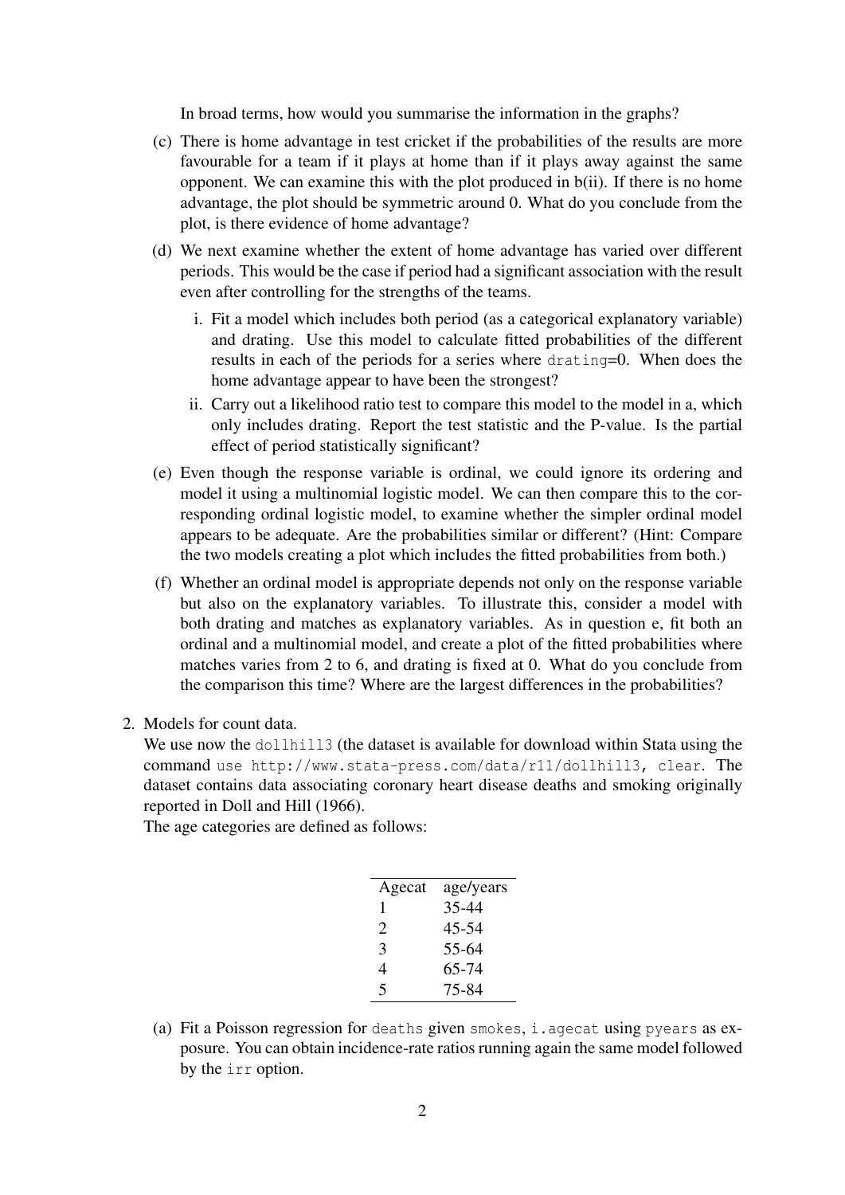In broad terms, how would you summarise the information in the graphs?

(c) There is home advantage in test cricket if the probabilities of the results are more favourable for a team if it plays at home than if it plays away against the same opponent. We can examine this with the plot produced in b(ii). If there is no home advantage, the plot should be symmetric around 0. What do you conclude from the plot, is there evidence of home advantage?

(d) We next examine whether the extent of home advantage has varied over different periods. This would be the case if period had a significant association with the result even after controlling for the strengths of the teams.

   i. Fit a model which includes both period (as a categorical explanatory variable) and drating. Use this model to calculate fitted probabilities of the different results in each of the periods for a series where `drating`=0. When does the home advantage appear to have been the strongest?

   ii. Carry out a likelihood ratio test to compare this model to the model in a, which only includes drating. Report the test statistic and the P-value. Is the partial effect of period statistically significant?

(e) Even though the response variable is ordinal, we could ignore its ordering and model it using a multinomial logistic model. We can then compare this to the corresponding ordinal logistic model, to examine whether the simpler ordinal model appears to be adequate. Are the probabilities similar or different? (Hint: Compare the two models creating a plot which includes the fitted probabilities from both.)

(f) Whether an ordinal model is appropriate depends not only on the response variable but also on the explanatory variables. To illustrate this, consider a model with both drating and matches as explanatory variables. As in question e, fit both an ordinal and a multinomial model, and create a plot of the fitted probabilities where matches varies from 2 to 6, and drating is fixed at 0. What do you conclude from the comparison this time? Where are the largest differences in the probabilities?

2. Models for count data.
We use now the `dollhill3` (the dataset is available for download within Stata using the command `use http://www.stata-press.com/data/r11/dollhill3, clear`. The dataset contains data associating coronary heart disease deaths and smoking originally reported in Doll and Hill (1966).
The age categories are defined as follows:

| Agecat | age/years |
|---|---|
| 1 | 35-44 |
| 2 | 45-54 |
| 3 | 55-64 |
| 4 | 65-74 |
| 5 | 75-84 |

(a) Fit a Poisson regression for `deaths` given `smokes`, `i.agecat` using `pyears` as exposure. You can obtain incidence-rate ratios running again the same model followed by the `irr` option.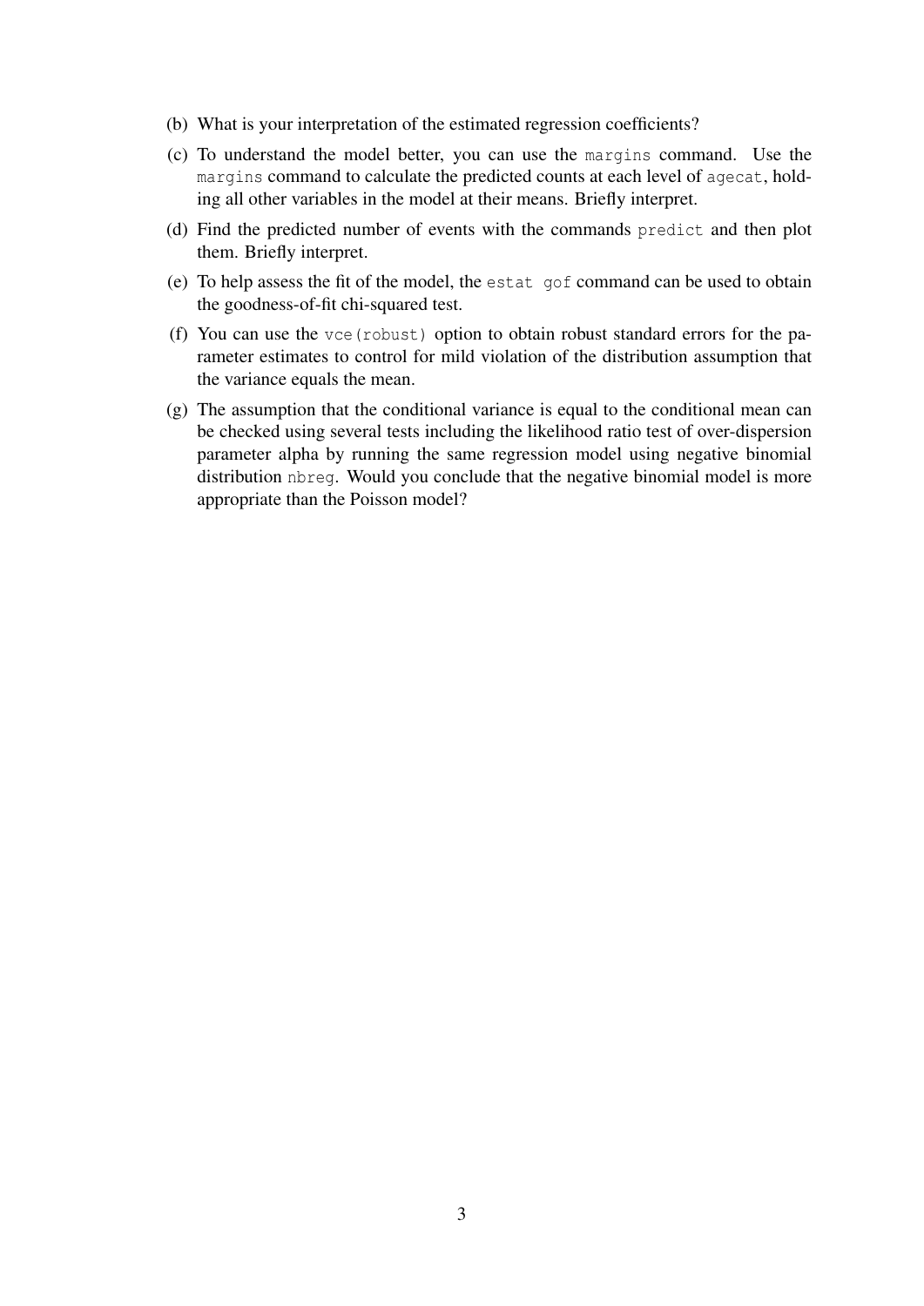(b) What is your interpretation of the estimated regression coefficients?

(c) To understand the model better, you can use the `margins` command. Use the `margins` command to calculate the predicted counts at each level of `agecat`, holding all other variables in the model at their means. Briefly interpret.

(d) Find the predicted number of events with the commands `predict` and then plot them. Briefly interpret.

(e) To help assess the fit of the model, the `estat gof` command can be used to obtain the goodness-of-fit chi-squared test.

(f) You can use the `vce(robust)` option to obtain robust standard errors for the parameter estimates to control for mild violation of the distribution assumption that the variance equals the mean.

(g) The assumption that the conditional variance is equal to the conditional mean can be checked using several tests including the likelihood ratio test of over-dispersion parameter alpha by running the same regression model using negative binomial distribution `nbreg`. Would you conclude that the negative binomial model is more appropriate than the Poisson model?